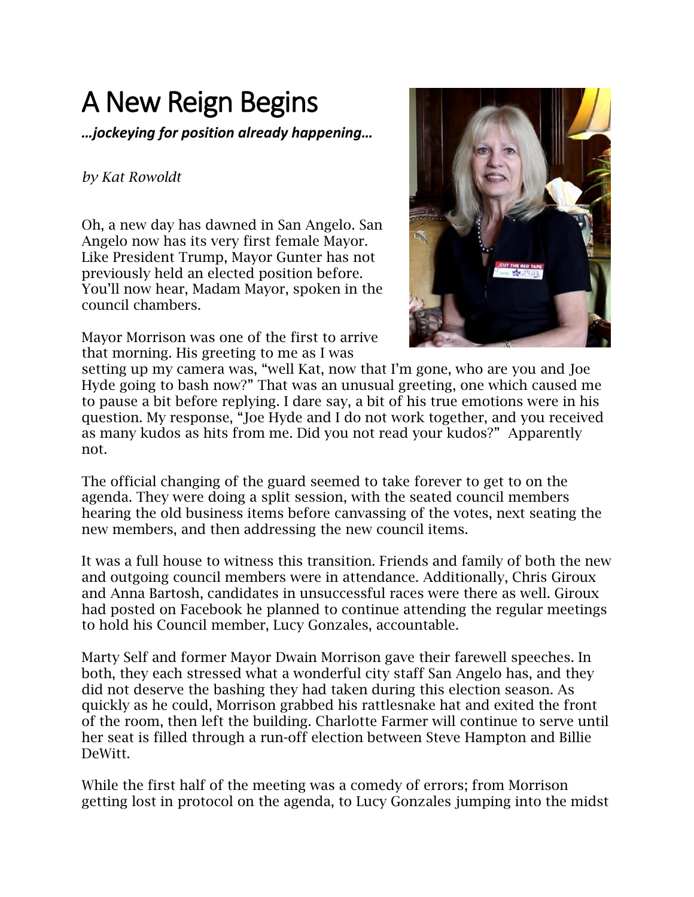# A New Reign Begins

***…jockeying for position already happening…***

*by Kat Rowoldt*

Oh, a new day has dawned in San Angelo. San Angelo now has its very first female Mayor. Like President Trump, Mayor Gunter has not previously held an elected position before. You'll now hear, Madam Mayor, spoken in the council chambers.

Mayor Morrison was one of the first to arrive that morning. His greeting to me as I was setting up my camera was, "well Kat, now that I'm gone, who are you and Joe Hyde going to bash now?" That was an unusual greeting, one which caused me to pause a bit before replying. I dare say, a bit of his true emotions were in his question. My response, "Joe Hyde and I do not work together, and you received as many kudos as hits from me. Did you not read your kudos?" Apparently not.

The official changing of the guard seemed to take forever to get to on the agenda. They were doing a split session, with the seated council members hearing the old business items before canvassing of the votes, next seating the new members, and then addressing the new council items.

It was a full house to witness this transition. Friends and family of both the new and outgoing council members were in attendance. Additionally, Chris Giroux and Anna Bartosh, candidates in unsuccessful races were there as well. Giroux had posted on Facebook he planned to continue attending the regular meetings to hold his Council member, Lucy Gonzales, accountable.

Marty Self and former Mayor Dwain Morrison gave their farewell speeches. In both, they each stressed what a wonderful city staff San Angelo has, and they did not deserve the bashing they had taken during this election season. As quickly as he could, Morrison grabbed his rattlesnake hat and exited the front of the room, then left the building. Charlotte Farmer will continue to serve until her seat is filled through a run-off election between Steve Hampton and Billie DeWitt.

While the first half of the meeting was a comedy of errors; from Morrison getting lost in protocol on the agenda, to Lucy Gonzales jumping into the midst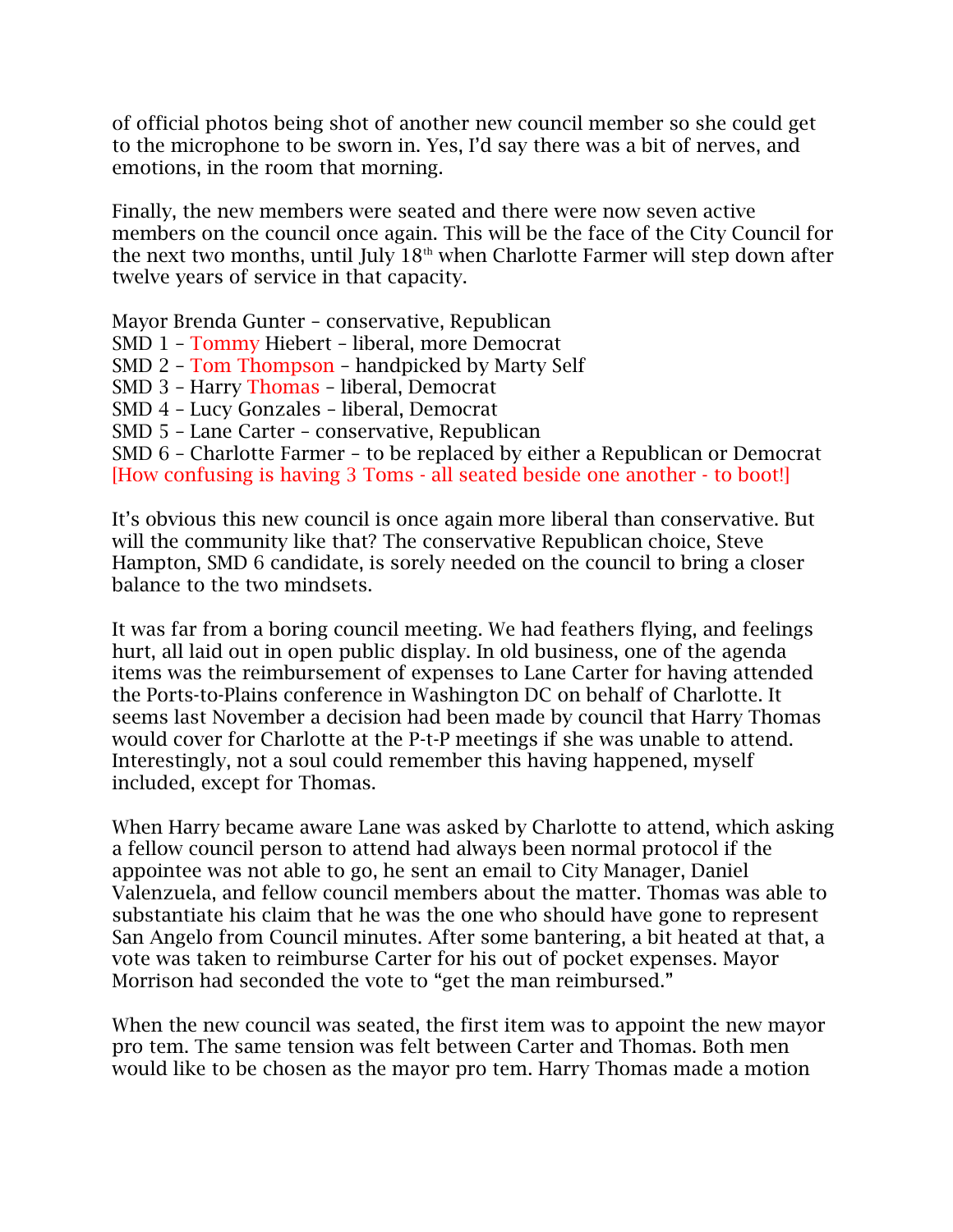of official photos being shot of another new council member so she could get to the microphone to be sworn in. Yes, I'd say there was a bit of nerves, and emotions, in the room that morning.

Finally, the new members were seated and there were now seven active members on the council once again. This will be the face of the City Council for the next two months, until July 18th when Charlotte Farmer will step down after twelve years of service in that capacity.

Mayor Brenda Gunter – conservative, Republican
SMD 1 – Tommy Hiebert – liberal, more Democrat
SMD 2 – Tom Thompson – handpicked by Marty Self
SMD 3 – Harry Thomas – liberal, Democrat
SMD 4 – Lucy Gonzales – liberal, Democrat
SMD 5 – Lane Carter – conservative, Republican
SMD 6 – Charlotte Farmer – to be replaced by either a Republican or Democrat
[How confusing is having 3 Toms - all seated beside one another - to boot!]

It's obvious this new council is once again more liberal than conservative. But will the community like that? The conservative Republican choice, Steve Hampton, SMD 6 candidate, is sorely needed on the council to bring a closer balance to the two mindsets.

It was far from a boring council meeting. We had feathers flying, and feelings hurt, all laid out in open public display. In old business, one of the agenda items was the reimbursement of expenses to Lane Carter for having attended the Ports-to-Plains conference in Washington DC on behalf of Charlotte. It seems last November a decision had been made by council that Harry Thomas would cover for Charlotte at the P-t-P meetings if she was unable to attend. Interestingly, not a soul could remember this having happened, myself included, except for Thomas.

When Harry became aware Lane was asked by Charlotte to attend, which asking a fellow council person to attend had always been normal protocol if the appointee was not able to go, he sent an email to City Manager, Daniel Valenzuela, and fellow council members about the matter. Thomas was able to substantiate his claim that he was the one who should have gone to represent San Angelo from Council minutes. After some bantering, a bit heated at that, a vote was taken to reimburse Carter for his out of pocket expenses. Mayor Morrison had seconded the vote to "get the man reimbursed."

When the new council was seated, the first item was to appoint the new mayor pro tem. The same tension was felt between Carter and Thomas. Both men would like to be chosen as the mayor pro tem. Harry Thomas made a motion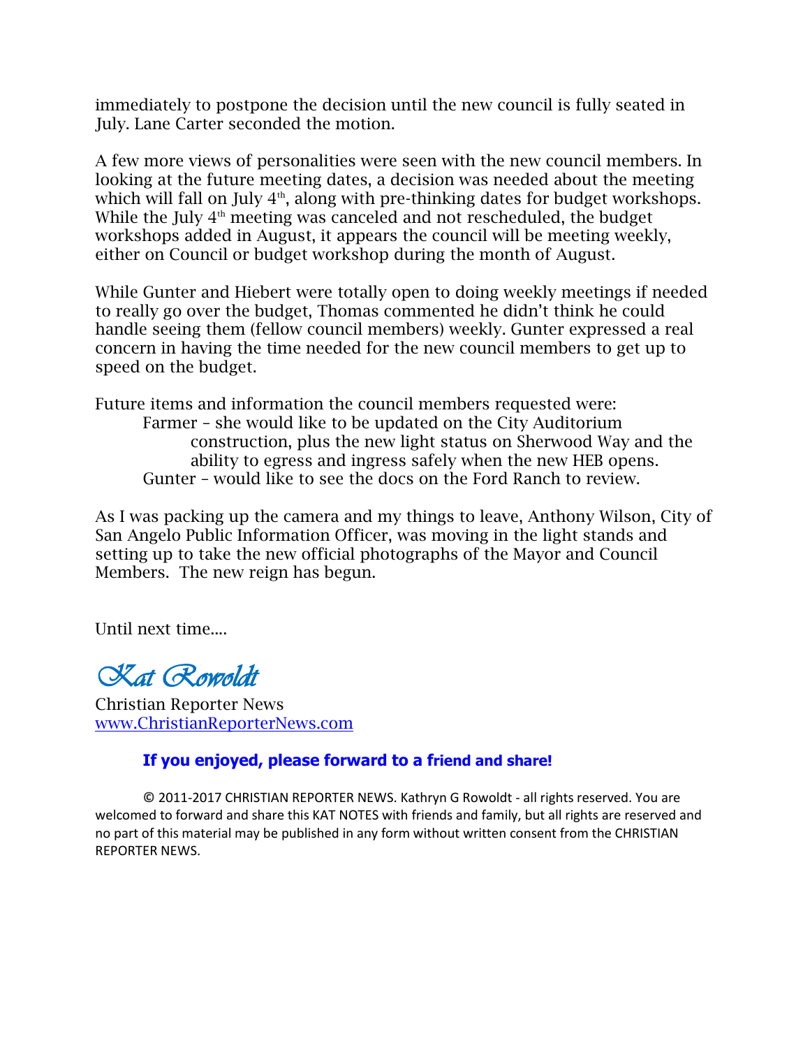immediately to postpone the decision until the new council is fully seated in July. Lane Carter seconded the motion.

A few more views of personalities were seen with the new council members. In looking at the future meeting dates, a decision was needed about the meeting which will fall on July 4th, along with pre-thinking dates for budget workshops. While the July 4th meeting was canceled and not rescheduled, the budget workshops added in August, it appears the council will be meeting weekly, either on Council or budget workshop during the month of August.

While Gunter and Hiebert were totally open to doing weekly meetings if needed to really go over the budget, Thomas commented he didn't think he could handle seeing them (fellow council members) weekly. Gunter expressed a real concern in having the time needed for the new council members to get up to speed on the budget.

Future items and information the council members requested were:

- Farmer – she would like to be updated on the City Auditorium construction, plus the new light status on Sherwood Way and the ability to egress and ingress safely when the new HEB opens.
- Gunter – would like to see the docs on the Ford Ranch to review.

As I was packing up the camera and my things to leave, Anthony Wilson, City of San Angelo Public Information Officer, was moving in the light stands and setting up to take the new official photographs of the Mayor and Council Members. The new reign has begun.

Until next time....

*Kat Rowoldt*

Christian Reporter News
[www.ChristianReporterNews.com](http://www.ChristianReporterNews.com)

**If you enjoyed, please forward to a friend and share!**

© 2011-2017 CHRISTIAN REPORTER NEWS. Kathryn G Rowoldt - all rights reserved. You are welcomed to forward and share this KAT NOTES with friends and family, but all rights are reserved and no part of this material may be published in any form without written consent from the CHRISTIAN REPORTER NEWS.